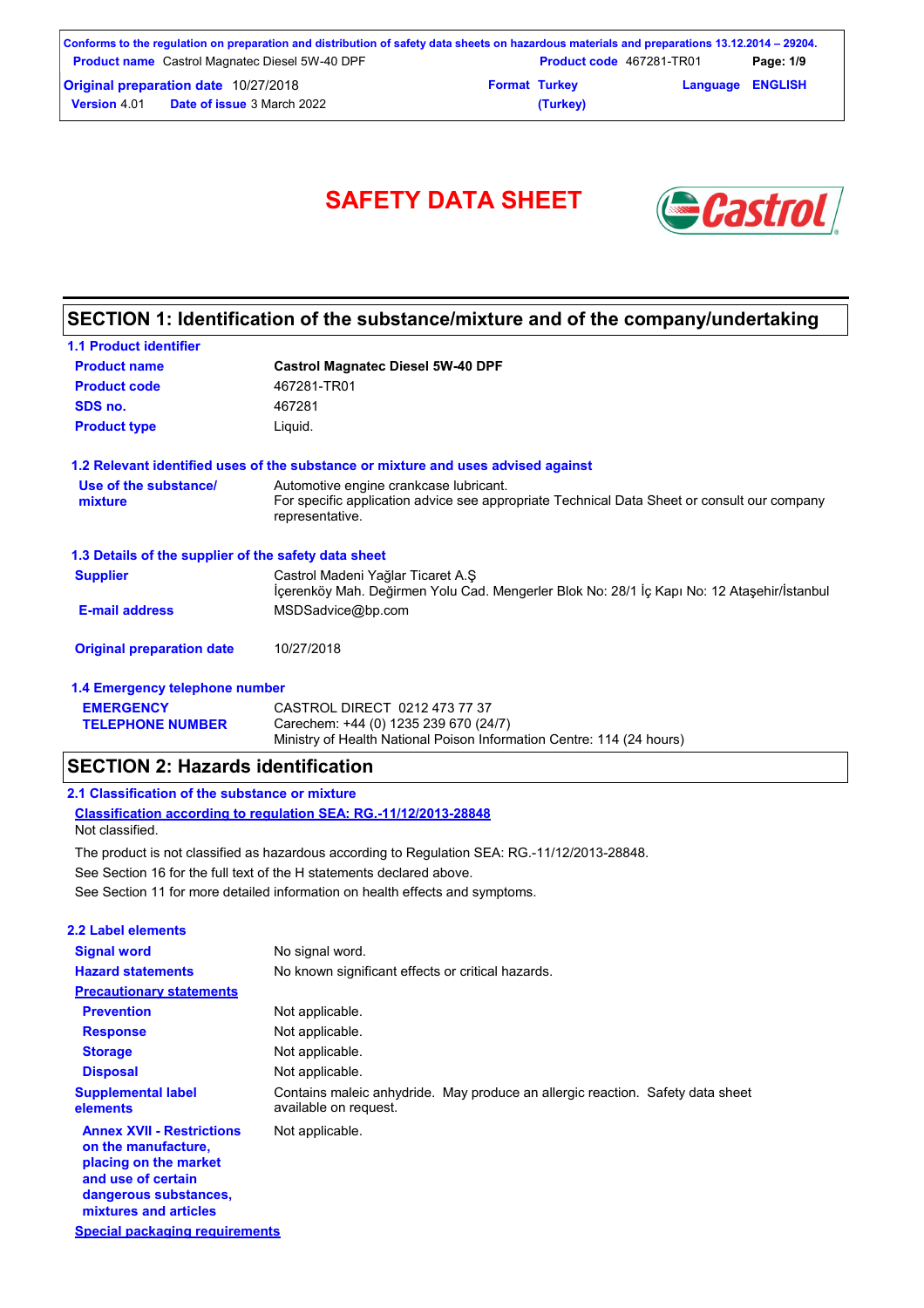# SAFETY DATA SHEET

## SECTION 1: Identification of the substance/mixture and of the company/undertaking

### 1.1 Product identifier

| | |
|---|---|
| **Product name** | **Castrol Magnatec Diesel 5W-40 DPF** |
| **Product code** | 467281-TR01 |
| **SDS no.** | 467281 |
| **Product type** | Liquid. |

### 1.2 Relevant identified uses of the substance or mixture and uses advised against

| | |
|---|---|
| **Use of the substance/ mixture** | Automotive engine crankcase lubricant. For specific application advice see appropriate Technical Data Sheet or consult our company representative. |

### 1.3 Details of the supplier of the safety data sheet

| | |
|---|---|
| **Supplier** | Castrol Madeni Yağlar Ticaret A.Ş<br>İçerenköy Mah. Değirmen Yolu Cad. Mengerler Blok No: 28/1 İç Kapı No: 12 Ataşehir/İstanbul |
| **E-mail address** | MSDSadvice@bp.com |
| **Original preparation date** | 10/27/2018 |

### 1.4 Emergency telephone number

| | |
|---|---|
| **EMERGENCY TELEPHONE NUMBER** | CASTROL DIRECT 0212 473 77 37<br>Carechem: +44 (0) 1235 239 670 (24/7)<br>Ministry of Health National Poison Information Centre: 114 (24 hours) |

## SECTION 2: Hazards identification

### 2.1 Classification of the substance or mixture

**Classification according to regulation SEA: RG.-11/12/2013-28848**

Not classified.

The product is not classified as hazardous according to Regulation SEA: RG.-11/12/2013-28848.

See Section 16 for the full text of the H statements declared above.

See Section 11 for more detailed information on health effects and symptoms.

### 2.2 Label elements

| | |
|---|---|
| **Signal word** | No signal word. |
| **Hazard statements** | No known significant effects or critical hazards. |
| **Precautionary statements** | |
| **Prevention** | Not applicable. |
| **Response** | Not applicable. |
| **Storage** | Not applicable. |
| **Disposal** | Not applicable. |
| **Supplemental label elements** | Contains maleic anhydride. May produce an allergic reaction. Safety data sheet available on request. |
| **Annex XVII - Restrictions on the manufacture, placing on the market and use of certain dangerous substances, mixtures and articles** | Not applicable. |

**Special packaging requirements**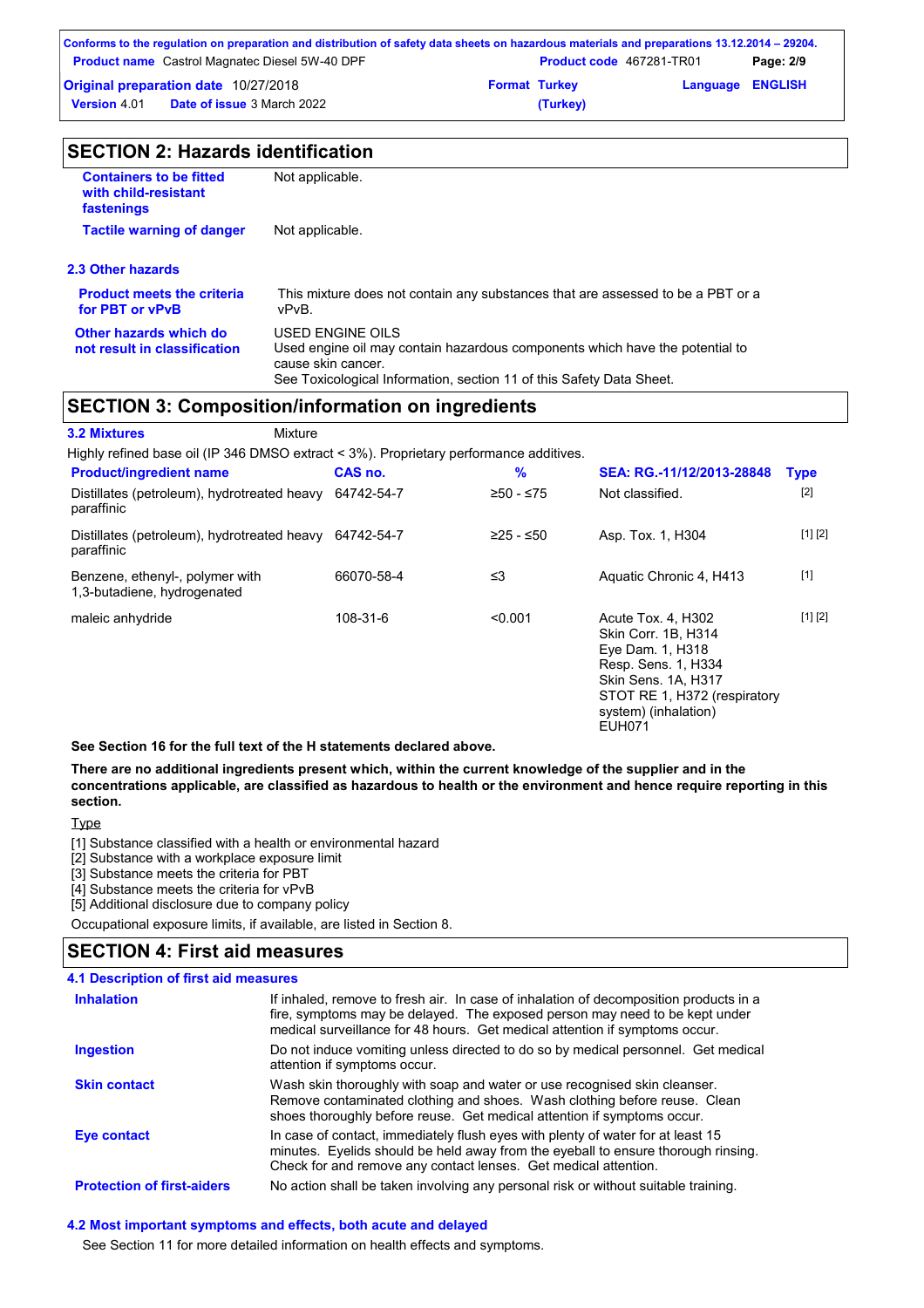## SECTION 2: Hazards identification

**Containers to be fitted with child-resistant fastenings** Not applicable.

**Tactile warning of danger** Not applicable.

### 2.3 Other hazards

**Product meets the criteria for PBT or vPvB** This mixture does not contain any substances that are assessed to be a PBT or a vPvB.

**Other hazards which do not result in classification** USED ENGINE OILS
Used engine oil may contain hazardous components which have the potential to cause skin cancer.
See Toxicological Information, section 11 of this Safety Data Sheet.

## SECTION 3: Composition/information on ingredients

**3.2 Mixtures** Mixture

Highly refined base oil (IP 346 DMSO extract < 3%). Proprietary performance additives.

| Product/ingredient name | CAS no. | % | SEA: RG.-11/12/2013-28848 | Type |
|---|---|---|---|---|
| Distillates (petroleum), hydrotreated heavy paraffinic | 64742-54-7 | ≥50 - ≤75 | Not classified. | [2] |
| Distillates (petroleum), hydrotreated heavy paraffinic | 64742-54-7 | ≥25 - ≤50 | Asp. Tox. 1, H304 | [1] [2] |
| Benzene, ethenyl-, polymer with 1,3-butadiene, hydrogenated | 66070-58-4 | ≤3 | Aquatic Chronic 4, H413 | [1] |
| maleic anhydride | 108-31-6 | <0.001 | Acute Tox. 4, H302<br>Skin Corr. 1B, H314<br>Eye Dam. 1, H318<br>Resp. Sens. 1, H334<br>Skin Sens. 1A, H317<br>STOT RE 1, H372 (respiratory system) (inhalation)<br>EUH071 | [1] [2] |

**See Section 16 for the full text of the H statements declared above.**

**There are no additional ingredients present which, within the current knowledge of the supplier and in the concentrations applicable, are classified as hazardous to health or the environment and hence require reporting in this section.**

Type

[1] Substance classified with a health or environmental hazard
[2] Substance with a workplace exposure limit
[3] Substance meets the criteria for PBT
[4] Substance meets the criteria for vPvB
[5] Additional disclosure due to company policy

Occupational exposure limits, if available, are listed in Section 8.

## SECTION 4: First aid measures

### 4.1 Description of first aid measures

**Inhalation** If inhaled, remove to fresh air. In case of inhalation of decomposition products in a fire, symptoms may be delayed. The exposed person may need to be kept under medical surveillance for 48 hours. Get medical attention if symptoms occur.

**Ingestion** Do not induce vomiting unless directed to do so by medical personnel. Get medical attention if symptoms occur.

**Skin contact** Wash skin thoroughly with soap and water or use recognised skin cleanser. Remove contaminated clothing and shoes. Wash clothing before reuse. Clean shoes thoroughly before reuse. Get medical attention if symptoms occur.

**Eye contact** In case of contact, immediately flush eyes with plenty of water for at least 15 minutes. Eyelids should be held away from the eyeball to ensure thorough rinsing. Check for and remove any contact lenses. Get medical attention.

**Protection of first-aiders** No action shall be taken involving any personal risk or without suitable training.

### 4.2 Most important symptoms and effects, both acute and delayed

See Section 11 for more detailed information on health effects and symptoms.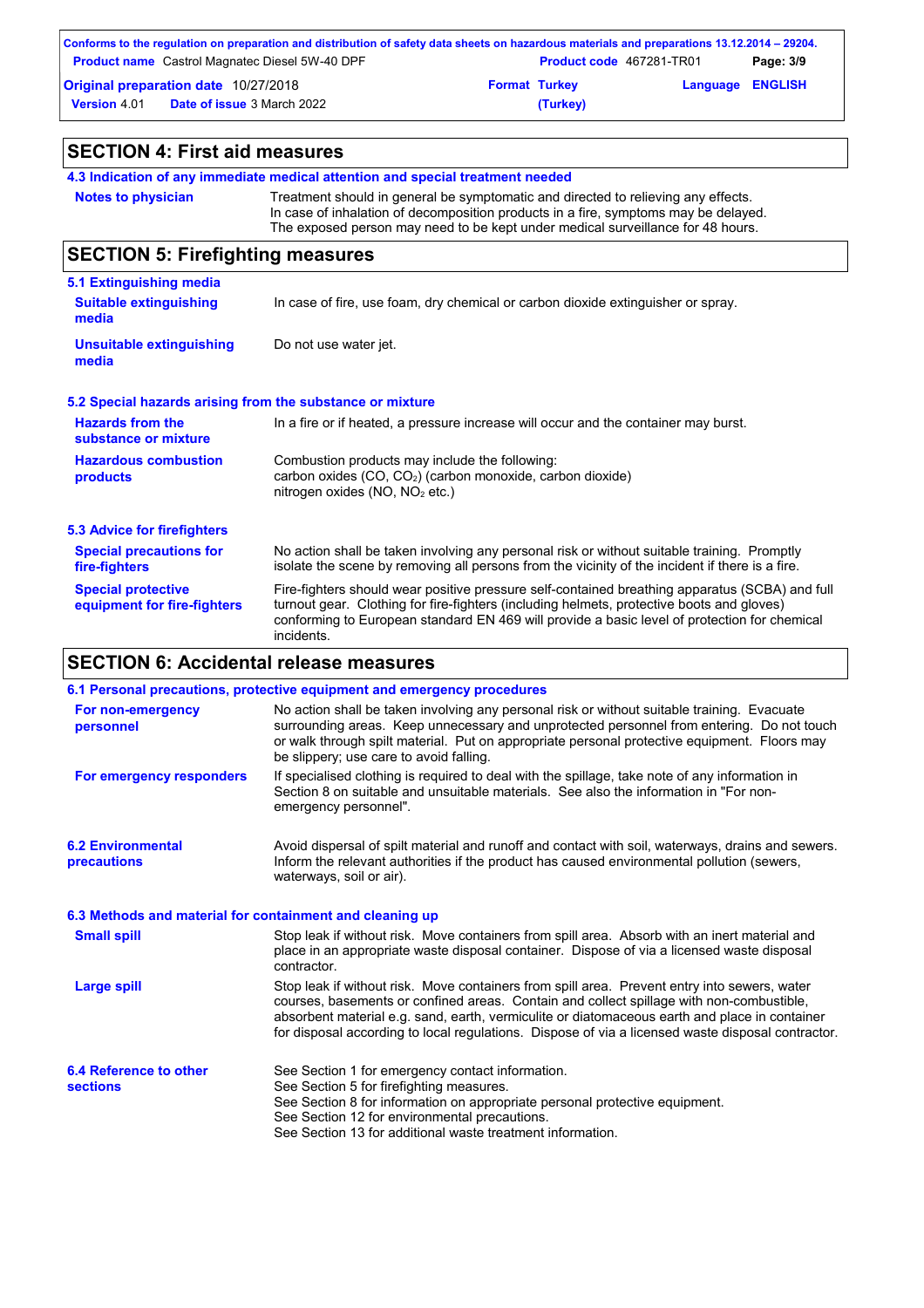## SECTION 4: First aid measures

### 4.3 Indication of any immediate medical attention and special treatment needed

| | |
|---|---|
| **Notes to physician** | Treatment should in general be symptomatic and directed to relieving any effects. In case of inhalation of decomposition products in a fire, symptoms may be delayed. The exposed person may need to be kept under medical surveillance for 48 hours. |

## SECTION 5: Firefighting measures

### 5.1 Extinguishing media

| | |
|---|---|
| **Suitable extinguishing media** | In case of fire, use foam, dry chemical or carbon dioxide extinguisher or spray. |
| **Unsuitable extinguishing media** | Do not use water jet. |

### 5.2 Special hazards arising from the substance or mixture

| | |
|---|---|
| **Hazards from the substance or mixture** | In a fire or if heated, a pressure increase will occur and the container may burst. |
| **Hazardous combustion products** | Combustion products may include the following:<br>carbon oxides ($CO$, $CO_2$) (carbon monoxide, carbon dioxide)<br>nitrogen oxides ($NO$, $NO_2$ etc.) |

### 5.3 Advice for firefighters

| | |
|---|---|
| **Special precautions for fire-fighters** | No action shall be taken involving any personal risk or without suitable training. Promptly isolate the scene by removing all persons from the vicinity of the incident if there is a fire. |
| **Special protective equipment for fire-fighters** | Fire-fighters should wear positive pressure self-contained breathing apparatus (SCBA) and full turnout gear. Clothing for fire-fighters (including helmets, protective boots and gloves) conforming to European standard EN 469 will provide a basic level of protection for chemical incidents. |

## SECTION 6: Accidental release measures

### 6.1 Personal precautions, protective equipment and emergency procedures

| | |
|---|---|
| **For non-emergency personnel** | No action shall be taken involving any personal risk or without suitable training. Evacuate surrounding areas. Keep unnecessary and unprotected personnel from entering. Do not touch or walk through spilt material. Put on appropriate personal protective equipment. Floors may be slippery; use care to avoid falling. |
| **For emergency responders** | If specialised clothing is required to deal with the spillage, take note of any information in Section 8 on suitable and unsuitable materials. See also the information in "For non-emergency personnel". |

| | |
|---|---|
| **6.2 Environmental precautions** | Avoid dispersal of spilt material and runoff and contact with soil, waterways, drains and sewers. Inform the relevant authorities if the product has caused environmental pollution (sewers, waterways, soil or air). |

### 6.3 Methods and material for containment and cleaning up

| | |
|---|---|
| **Small spill** | Stop leak if without risk. Move containers from spill area. Absorb with an inert material and place in an appropriate waste disposal container. Dispose of via a licensed waste disposal contractor. |
| **Large spill** | Stop leak if without risk. Move containers from spill area. Prevent entry into sewers, water courses, basements or confined areas. Contain and collect spillage with non-combustible, absorbent material e.g. sand, earth, vermiculite or diatomaceous earth and place in container for disposal according to local regulations. Dispose of via a licensed waste disposal contractor. |

| | |
|---|---|
| **6.4 Reference to other sections** | See Section 1 for emergency contact information.<br>See Section 5 for firefighting measures.<br>See Section 8 for information on appropriate personal protective equipment.<br>See Section 12 for environmental precautions.<br>See Section 13 for additional waste treatment information. |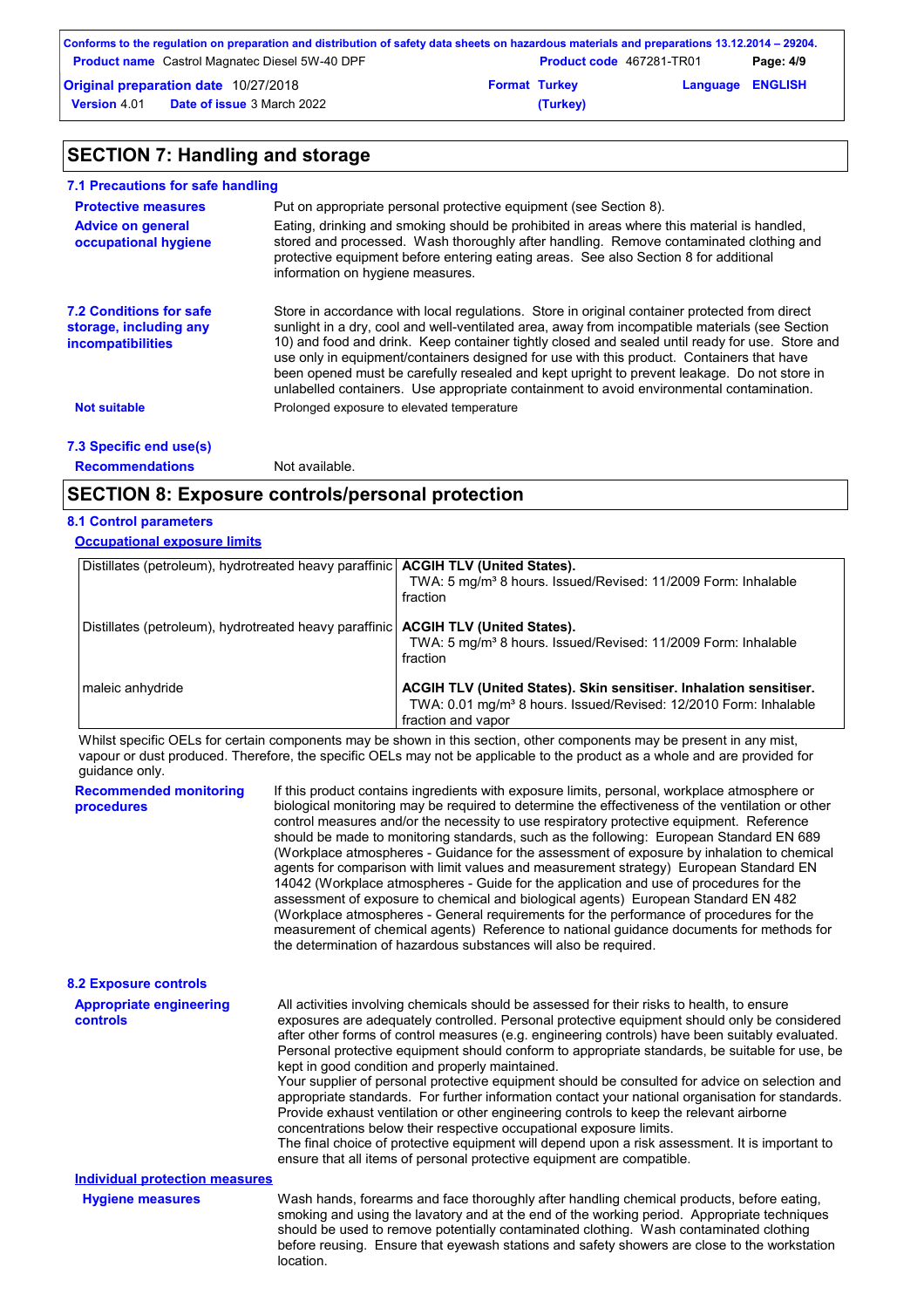## SECTION 7: Handling and storage

### 7.1 Precautions for safe handling

**Protective measures**
Put on appropriate personal protective equipment (see Section 8).

**Advice on general occupational hygiene**
Eating, drinking and smoking should be prohibited in areas where this material is handled, stored and processed. Wash thoroughly after handling. Remove contaminated clothing and protective equipment before entering eating areas. See also Section 8 for additional information on hygiene measures.

### 7.2 Conditions for safe storage, including any incompatibilities

Store in accordance with local regulations. Store in original container protected from direct sunlight in a dry, cool and well-ventilated area, away from incompatible materials (see Section 10) and food and drink. Keep container tightly closed and sealed until ready for use. Store and use only in equipment/containers designed for use with this product. Containers that have been opened must be carefully resealed and kept upright to prevent leakage. Do not store in unlabelled containers. Use appropriate containment to avoid environmental contamination.

**Not suitable**
Prolonged exposure to elevated temperature

### 7.3 Specific end use(s)

**Recommendations**
Not available.

## SECTION 8: Exposure controls/personal protection

### 8.1 Control parameters

**Occupational exposure limits**

| Component | Limit |
|---|---|
| Distillates (petroleum), hydrotreated heavy paraffinic | **ACGIH TLV (United States).** TWA: 5 mg/m³ 8 hours. Issued/Revised: 11/2009 Form: Inhalable fraction |
| Distillates (petroleum), hydrotreated heavy paraffinic | **ACGIH TLV (United States).** TWA: 5 mg/m³ 8 hours. Issued/Revised: 11/2009 Form: Inhalable fraction |
| maleic anhydride | **ACGIH TLV (United States). Skin sensitiser. Inhalation sensitiser.** TWA: 0.01 mg/m³ 8 hours. Issued/Revised: 12/2010 Form: Inhalable fraction and vapor |

Whilst specific OELs for certain components may be shown in this section, other components may be present in any mist, vapour or dust produced. Therefore, the specific OELs may not be applicable to the product as a whole and are provided for guidance only.

**Recommended monitoring procedures**
If this product contains ingredients with exposure limits, personal, workplace atmosphere or biological monitoring may be required to determine the effectiveness of the ventilation or other control measures and/or the necessity to use respiratory protective equipment. Reference should be made to monitoring standards, such as the following: European Standard EN 689 (Workplace atmospheres - Guidance for the assessment of exposure by inhalation to chemical agents for comparison with limit values and measurement strategy) European Standard EN 14042 (Workplace atmospheres - Guide for the application and use of procedures for the assessment of exposure to chemical and biological agents) European Standard EN 482 (Workplace atmospheres - General requirements for the performance of procedures for the measurement of chemical agents) Reference to national guidance documents for methods for the determination of hazardous substances will also be required.

### 8.2 Exposure controls

**Appropriate engineering controls**
All activities involving chemicals should be assessed for their risks to health, to ensure exposures are adequately controlled. Personal protective equipment should only be considered after other forms of control measures (e.g. engineering controls) have been suitably evaluated. Personal protective equipment should conform to appropriate standards, be suitable for use, be kept in good condition and properly maintained.
Your supplier of personal protective equipment should be consulted for advice on selection and appropriate standards. For further information contact your national organisation for standards.
Provide exhaust ventilation or other engineering controls to keep the relevant airborne concentrations below their respective occupational exposure limits.
The final choice of protective equipment will depend upon a risk assessment. It is important to ensure that all items of personal protective equipment are compatible.

**Individual protection measures**

**Hygiene measures**
Wash hands, forearms and face thoroughly after handling chemical products, before eating, smoking and using the lavatory and at the end of the working period. Appropriate techniques should be used to remove potentially contaminated clothing. Wash contaminated clothing before reusing. Ensure that eyewash stations and safety showers are close to the workstation location.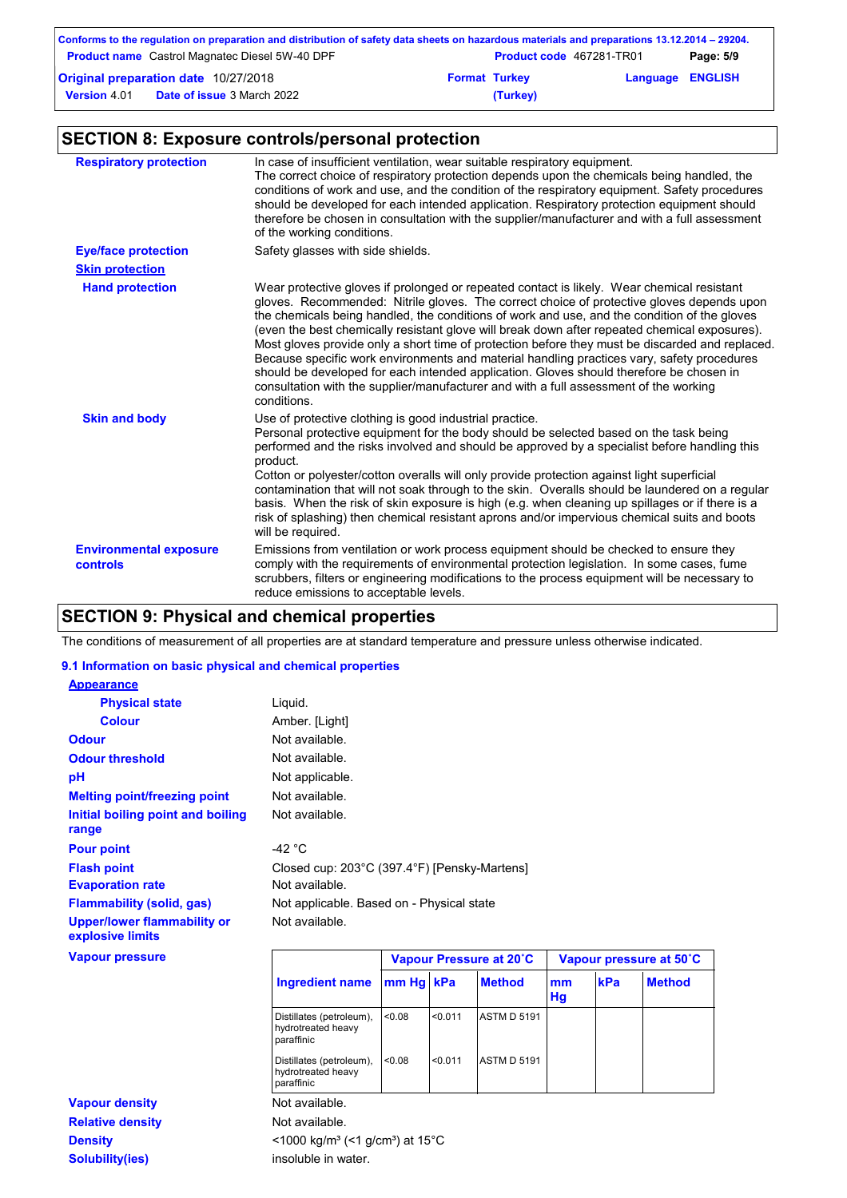## SECTION 8: Exposure controls/personal protection

**Respiratory protection**

In case of insufficient ventilation, wear suitable respiratory equipment.
The correct choice of respiratory protection depends upon the chemicals being handled, the conditions of work and use, and the condition of the respiratory equipment. Safety procedures should be developed for each intended application. Respiratory protection equipment should therefore be chosen in consultation with the supplier/manufacturer and with a full assessment of the working conditions.

**Eye/face protection**

Safety glasses with side shields.

**Skin protection**

**Hand protection**

Wear protective gloves if prolonged or repeated contact is likely. Wear chemical resistant gloves. Recommended: Nitrile gloves. The correct choice of protective gloves depends upon the chemicals being handled, the conditions of work and use, and the condition of the gloves (even the best chemically resistant glove will break down after repeated chemical exposures). Most gloves provide only a short time of protection before they must be discarded and replaced. Because specific work environments and material handling practices vary, safety procedures should be developed for each intended application. Gloves should therefore be chosen in consultation with the supplier/manufacturer and with a full assessment of the working conditions.

**Skin and body**

Use of protective clothing is good industrial practice.
Personal protective equipment for the body should be selected based on the task being performed and the risks involved and should be approved by a specialist before handling this product.
Cotton or polyester/cotton overalls will only provide protection against light superficial contamination that will not soak through to the skin. Overalls should be laundered on a regular basis. When the risk of skin exposure is high (e.g. when cleaning up spillages or if there is a risk of splashing) then chemical resistant aprons and/or impervious chemical suits and boots will be required.

**Environmental exposure controls**

Emissions from ventilation or work process equipment should be checked to ensure they comply with the requirements of environmental protection legislation. In some cases, fume scrubbers, filters or engineering modifications to the process equipment will be necessary to reduce emissions to acceptable levels.

## SECTION 9: Physical and chemical properties

The conditions of measurement of all properties are at standard temperature and pressure unless otherwise indicated.

### 9.1 Information on basic physical and chemical properties

**Appearance**

**Physical state**: Liquid.

**Colour**: Amber. [Light]

**Odour**: Not available.

**Odour threshold**: Not available.

**pH**: Not applicable.

**Melting point/freezing point**: Not available.

**Initial boiling point and boiling range**: Not available.

**Pour point**: -42 °C

**Flash point**: Closed cup: 203°C (397.4°F) [Pensky-Martens]

**Evaporation rate**: Not available.

**Flammability (solid, gas)**: Not applicable. Based on - Physical state

**Upper/lower flammability or explosive limits**: Not available.

**Vapour pressure**

| Ingredient name | Vapour Pressure at 20˚C | | | Vapour pressure at 50˚C | | |
|---|---|---|---|---|---|---|
| | mm Hg | kPa | Method | mm Hg | kPa | Method |
| Distillates (petroleum), hydrotreated heavy paraffinic | <0.08 | <0.011 | ASTM D 5191 | | | |
| Distillates (petroleum), hydrotreated heavy paraffinic | <0.08 | <0.011 | ASTM D 5191 | | | |

**Vapour density**: Not available.

**Relative density**: Not available.

**Density**: <1000 kg/m³ (<1 g/cm³) at 15°C

**Solubility(ies)**: insoluble in water.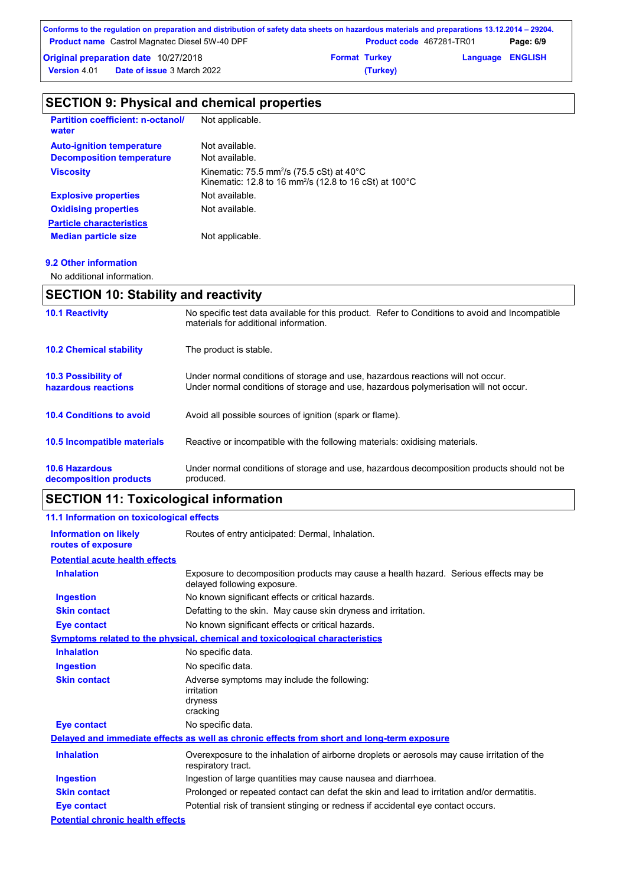## SECTION 9: Physical and chemical properties

| | |
|---|---|
| **Partition coefficient: n-octanol/ water** | Not applicable. |
| **Auto-ignition temperature** | Not available. |
| **Decomposition temperature** | Not available. |
| **Viscosity** | Kinematic: 75.5 $mm^2/s$ (75.5 cSt) at 40°C<br>Kinematic: 12.8 to 16 $mm^2/s$ (12.8 to 16 cSt) at 100°C |
| **Explosive properties** | Not available. |
| **Oxidising properties** | Not available. |

**Particle characteristics**

| | |
|---|---|
| **Median particle size** | Not applicable. |

### 9.2 Other information

No additional information.

## SECTION 10: Stability and reactivity

| | |
|---|---|
| **10.1 Reactivity** | No specific test data available for this product. Refer to Conditions to avoid and Incompatible materials for additional information. |
| **10.2 Chemical stability** | The product is stable. |
| **10.3 Possibility of hazardous reactions** | Under normal conditions of storage and use, hazardous reactions will not occur.<br>Under normal conditions of storage and use, hazardous polymerisation will not occur. |
| **10.4 Conditions to avoid** | Avoid all possible sources of ignition (spark or flame). |
| **10.5 Incompatible materials** | Reactive or incompatible with the following materials: oxidising materials. |
| **10.6 Hazardous decomposition products** | Under normal conditions of storage and use, hazardous decomposition products should not be produced. |

## SECTION 11: Toxicological information

### 11.1 Information on toxicological effects

| | |
|---|---|
| **Information on likely routes of exposure** | Routes of entry anticipated: Dermal, Inhalation. |

**Potential acute health effects**

| | |
|---|---|
| **Inhalation** | Exposure to decomposition products may cause a health hazard. Serious effects may be delayed following exposure. |
| **Ingestion** | No known significant effects or critical hazards. |
| **Skin contact** | Defatting to the skin. May cause skin dryness and irritation. |
| **Eye contact** | No known significant effects or critical hazards. |

**Symptoms related to the physical, chemical and toxicological characteristics**

| | |
|---|---|
| **Inhalation** | No specific data. |
| **Ingestion** | No specific data. |
| **Skin contact** | Adverse symptoms may include the following:<br>irritation<br>dryness<br>cracking |
| **Eye contact** | No specific data. |

**Delayed and immediate effects as well as chronic effects from short and long-term exposure**

| | |
|---|---|
| **Inhalation** | Overexposure to the inhalation of airborne droplets or aerosols may cause irritation of the respiratory tract. |
| **Ingestion** | Ingestion of large quantities may cause nausea and diarrhoea. |
| **Skin contact** | Prolonged or repeated contact can defat the skin and lead to irritation and/or dermatitis. |
| **Eye contact** | Potential risk of transient stinging or redness if accidental eye contact occurs. |

**Potential chronic health effects**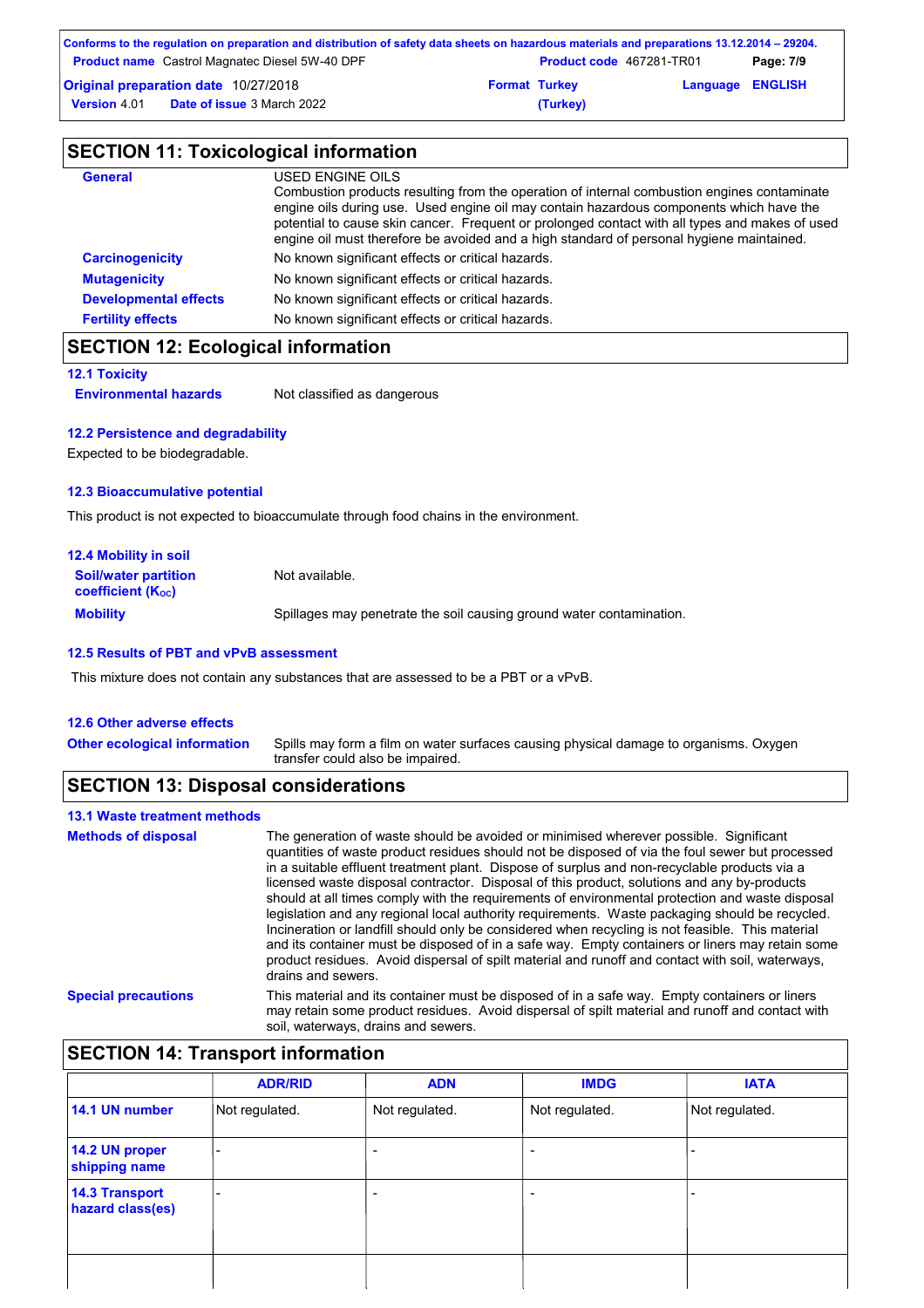## SECTION 11: Toxicological information

**General**

USED ENGINE OILS

Combustion products resulting from the operation of internal combustion engines contaminate engine oils during use. Used engine oil may contain hazardous components which have the potential to cause skin cancer. Frequent or prolonged contact with all types and makes of used engine oil must therefore be avoided and a high standard of personal hygiene maintained.

**Carcinogenicity** No known significant effects or critical hazards.

**Mutagenicity** No known significant effects or critical hazards.

**Developmental effects** No known significant effects or critical hazards.

**Fertility effects** No known significant effects or critical hazards.

## SECTION 12: Ecological information

### 12.1 Toxicity

**Environmental hazards** Not classified as dangerous

### 12.2 Persistence and degradability

Expected to be biodegradable.

### 12.3 Bioaccumulative potential

This product is not expected to bioaccumulate through food chains in the environment.

### 12.4 Mobility in soil

**Soil/water partition coefficient ($K_{OC}$)** Not available.

**Mobility** Spillages may penetrate the soil causing ground water contamination.

### 12.5 Results of PBT and vPvB assessment

This mixture does not contain any substances that are assessed to be a PBT or a vPvB.

### 12.6 Other adverse effects

**Other ecological information** Spills may form a film on water surfaces causing physical damage to organisms. Oxygen transfer could also be impaired.

## SECTION 13: Disposal considerations

### 13.1 Waste treatment methods

**Methods of disposal**

The generation of waste should be avoided or minimised wherever possible. Significant quantities of waste product residues should not be disposed of via the foul sewer but processed in a suitable effluent treatment plant. Dispose of surplus and non-recyclable products via a licensed waste disposal contractor. Disposal of this product, solutions and any by-products should at all times comply with the requirements of environmental protection and waste disposal legislation and any regional local authority requirements. Waste packaging should be recycled. Incineration or landfill should only be considered when recycling is not feasible. This material and its container must be disposed of in a safe way. Empty containers or liners may retain some product residues. Avoid dispersal of spilt material and runoff and contact with soil, waterways, drains and sewers.

**Special precautions**

This material and its container must be disposed of in a safe way. Empty containers or liners may retain some product residues. Avoid dispersal of spilt material and runoff and contact with soil, waterways, drains and sewers.

## SECTION 14: Transport information

| | ADR/RID | ADN | IMDG | IATA |
|---|---|---|---|---|
| 14.1 UN number | Not regulated. | Not regulated. | Not regulated. | Not regulated. |
| 14.2 UN proper shipping name | - | - | - | - |
| 14.3 Transport hazard class(es) | - | - | - | - |
| | | | | |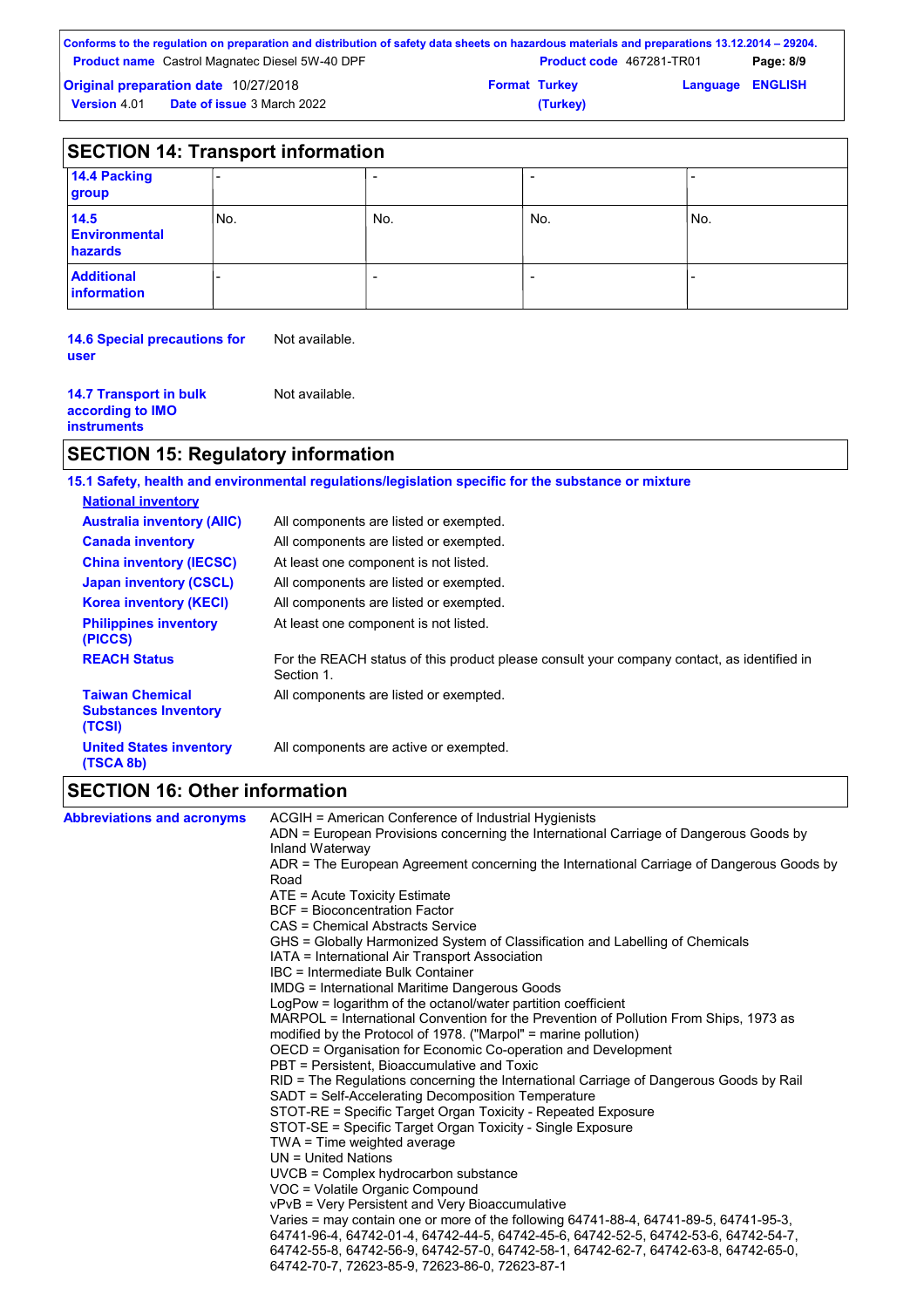## SECTION 14: Transport information

| | | | | |
|---|---|---|---|---|
| **14.4 Packing group** | - | - | - | - |
| **14.5 Environmental hazards** | No. | No. | No. | No. |
| **Additional information** | - | - | - | - |

**14.6 Special precautions for user** Not available.

**14.7 Transport in bulk according to IMO instruments** Not available.

## SECTION 15: Regulatory information

**15.1 Safety, health and environmental regulations/legislation specific for the substance or mixture**

**National inventory**

| | |
|---|---|
| **Australia inventory (AIIC)** | All components are listed or exempted. |
| **Canada inventory** | All components are listed or exempted. |
| **China inventory (IECSC)** | At least one component is not listed. |
| **Japan inventory (CSCL)** | All components are listed or exempted. |
| **Korea inventory (KECI)** | All components are listed or exempted. |
| **Philippines inventory (PICCS)** | At least one component is not listed. |
| **REACH Status** | For the REACH status of this product please consult your company contact, as identified in Section 1. |
| **Taiwan Chemical Substances Inventory (TCSI)** | All components are listed or exempted. |
| **United States inventory (TSCA 8b)** | All components are active or exempted. |

## SECTION 16: Other information

**Abbreviations and acronyms**

ACGIH = American Conference of Industrial Hygienists
ADN = European Provisions concerning the International Carriage of Dangerous Goods by Inland Waterway
ADR = The European Agreement concerning the International Carriage of Dangerous Goods by Road
ATE = Acute Toxicity Estimate
BCF = Bioconcentration Factor
CAS = Chemical Abstracts Service
GHS = Globally Harmonized System of Classification and Labelling of Chemicals
IATA = International Air Transport Association
IBC = Intermediate Bulk Container
IMDG = International Maritime Dangerous Goods
LogPow = logarithm of the octanol/water partition coefficient
MARPOL = International Convention for the Prevention of Pollution From Ships, 1973 as modified by the Protocol of 1978. ("Marpol" = marine pollution)
OECD = Organisation for Economic Co-operation and Development
PBT = Persistent, Bioaccumulative and Toxic
RID = The Regulations concerning the International Carriage of Dangerous Goods by Rail
SADT = Self-Accelerating Decomposition Temperature
STOT-RE = Specific Target Organ Toxicity - Repeated Exposure
STOT-SE = Specific Target Organ Toxicity - Single Exposure
TWA = Time weighted average
UN = United Nations
UVCB = Complex hydrocarbon substance
VOC = Volatile Organic Compound
vPvB = Very Persistent and Very Bioaccumulative
Varies = may contain one or more of the following 64741-88-4, 64741-89-5, 64741-95-3, 64741-96-4, 64742-01-4, 64742-44-5, 64742-45-6, 64742-52-5, 64742-53-6, 64742-54-7, 64742-55-8, 64742-56-9, 64742-57-0, 64742-58-1, 64742-62-7, 64742-63-8, 64742-65-0, 64742-70-7, 72623-85-9, 72623-86-0, 72623-87-1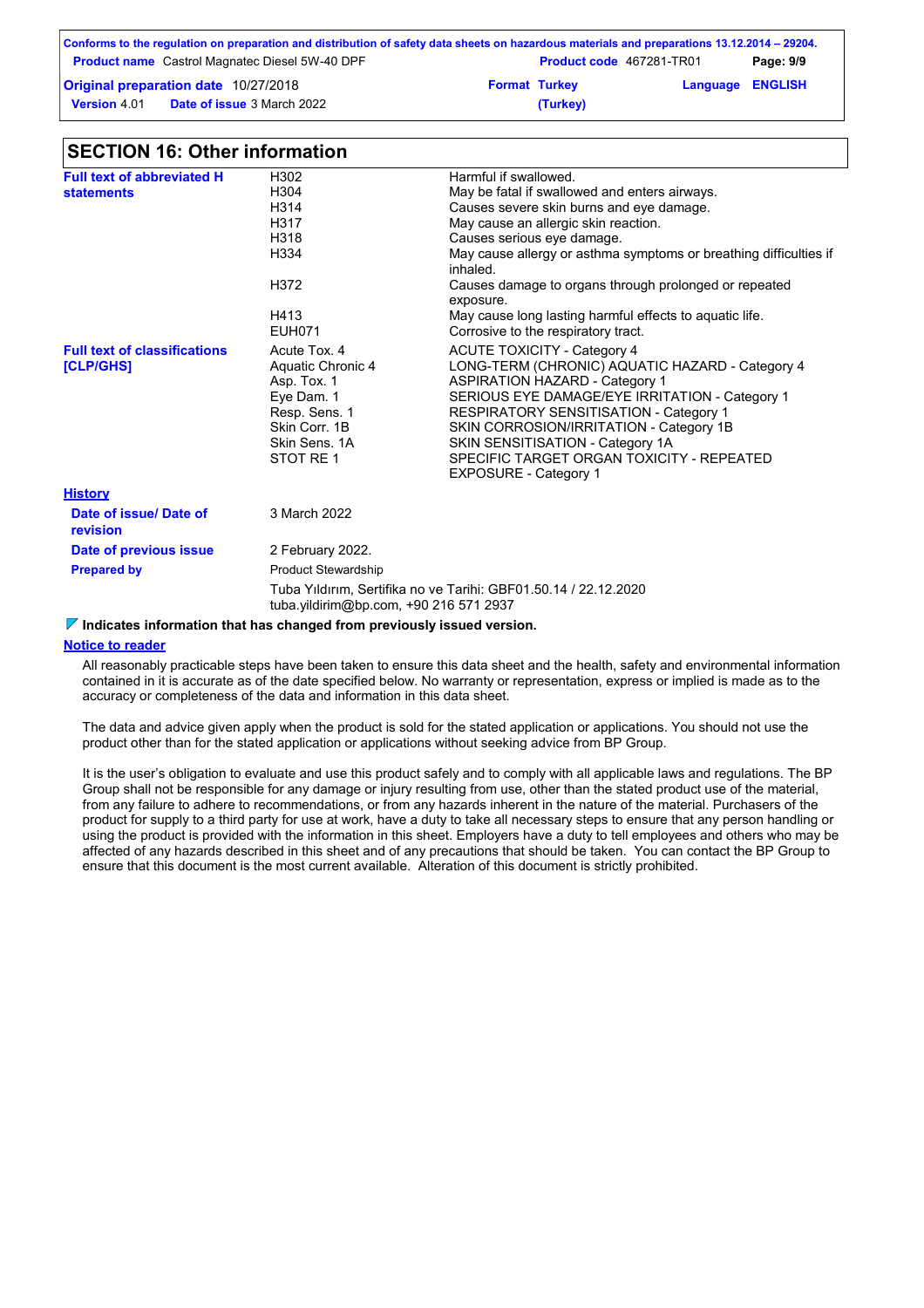## SECTION 16: Other information

**Full text of abbreviated H statements**

| | | |
|---|---|---|
| | H302 | Harmful if swallowed. |
| | H304 | May be fatal if swallowed and enters airways. |
| | H314 | Causes severe skin burns and eye damage. |
| | H317 | May cause an allergic skin reaction. |
| | H318 | Causes serious eye damage. |
| | H334 | May cause allergy or asthma symptoms or breathing difficulties if inhaled. |
| | H372 | Causes damage to organs through prolonged or repeated exposure. |
| | H413 | May cause long lasting harmful effects to aquatic life. |
| | EUH071 | Corrosive to the respiratory tract. |

**Full text of classifications [CLP/GHS]**

| | | |
|---|---|---|
| | Acute Tox. 4 | ACUTE TOXICITY - Category 4 |
| | Aquatic Chronic 4 | LONG-TERM (CHRONIC) AQUATIC HAZARD - Category 4 |
| | Asp. Tox. 1 | ASPIRATION HAZARD - Category 1 |
| | Eye Dam. 1 | SERIOUS EYE DAMAGE/EYE IRRITATION - Category 1 |
| | Resp. Sens. 1 | RESPIRATORY SENSITISATION - Category 1 |
| | Skin Corr. 1B | SKIN CORROSION/IRRITATION - Category 1B |
| | Skin Sens. 1A | SKIN SENSITISATION - Category 1A |
| | STOT RE 1 | SPECIFIC TARGET ORGAN TOXICITY - REPEATED EXPOSURE - Category 1 |

**History**

**Date of issue/ Date of revision**: 3 March 2022

**Date of previous issue**: 2 February 2022.

**Prepared by**: Product Stewardship

Tuba Yıldırım, Sertifika no ve Tarihi: GBF01.50.14 / 22.12.2020
tuba.yildirim@bp.com, +90 216 571 2937

**Indicates information that has changed from previously issued version.**

**Notice to reader**

All reasonably practicable steps have been taken to ensure this data sheet and the health, safety and environmental information contained in it is accurate as of the date specified below. No warranty or representation, express or implied is made as to the accuracy or completeness of the data and information in this data sheet.

The data and advice given apply when the product is sold for the stated application or applications. You should not use the product other than for the stated application or applications without seeking advice from BP Group.

It is the user's obligation to evaluate and use this product safely and to comply with all applicable laws and regulations. The BP Group shall not be responsible for any damage or injury resulting from use, other than the stated product use of the material, from any failure to adhere to recommendations, or from any hazards inherent in the nature of the material. Purchasers of the product for supply to a third party for use at work, have a duty to take all necessary steps to ensure that any person handling or using the product is provided with the information in this sheet. Employers have a duty to tell employees and others who may be affected of any hazards described in this sheet and of any precautions that should be taken. You can contact the BP Group to ensure that this document is the most current available. Alteration of this document is strictly prohibited.